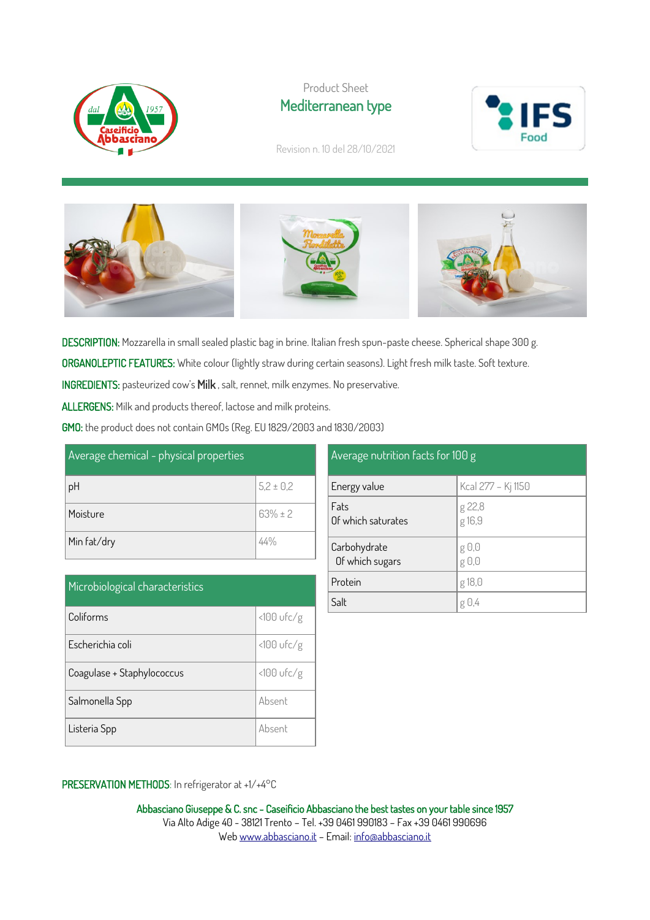Product Sheet

# Mediterranean type

Revision n. 10 del 28/10/2021

**DESCRIPTION:** Mozzarella in small sealed plastic bag in brine. Italian fresh spun-paste cheese. Spherical shape 300 g.

**ORGANOLEPTIC FEATURES:** White colour (lightly straw during certain seasons). Light fresh milk taste. Soft texture.

**INGREDIENTS:** pasteurized cow's **Milk**, salt, rennet, milk enzymes. No preservative.

**ALLERGENS:** Milk and products thereof, lactose and milk proteins.

**GMO:** the product does not contain GMOs (Reg. EU 1829/2003 and 1830/2003)

| Average chemical - physical properties | |
|---|---|
| pH | 5,2 ± 0,2 |
| Moisture | 63% ± 2 |
| Min fat/dry | 44% |

| Microbiological characteristics | |
|---|---|
| Coliforms | <100 ufc/g |
| Escherichia coli | <100 ufc/g |
| Coagulase + Staphylococcus | <100 ufc/g |
| Salmonella Spp | Absent |
| Listeria Spp | Absent |

| Average nutrition facts for 100 g | |
|---|---|
| Energy value | Kcal 277 – Kj 1150 |
| Fats<br>Of which saturates | g 22,8<br>g 16,9 |
| Carbohydrate<br>Of which sugars | g 0,0<br>g 0,0 |
| Protein | g 18,0 |
| Salt | g 0,4 |

**PRESERVATION METHODS**: In refrigerator at +1/+4°C

**Abbasciano Giuseppe & C. snc – Caseificio Abbasciano the best tastes on your table since 1957**
Via Alto Adige 40 - 38121 Trento – Tel. +39 0461 990183 – Fax +39 0461 990696
Web www.abbasciano.it – Email: info@abbasciano.it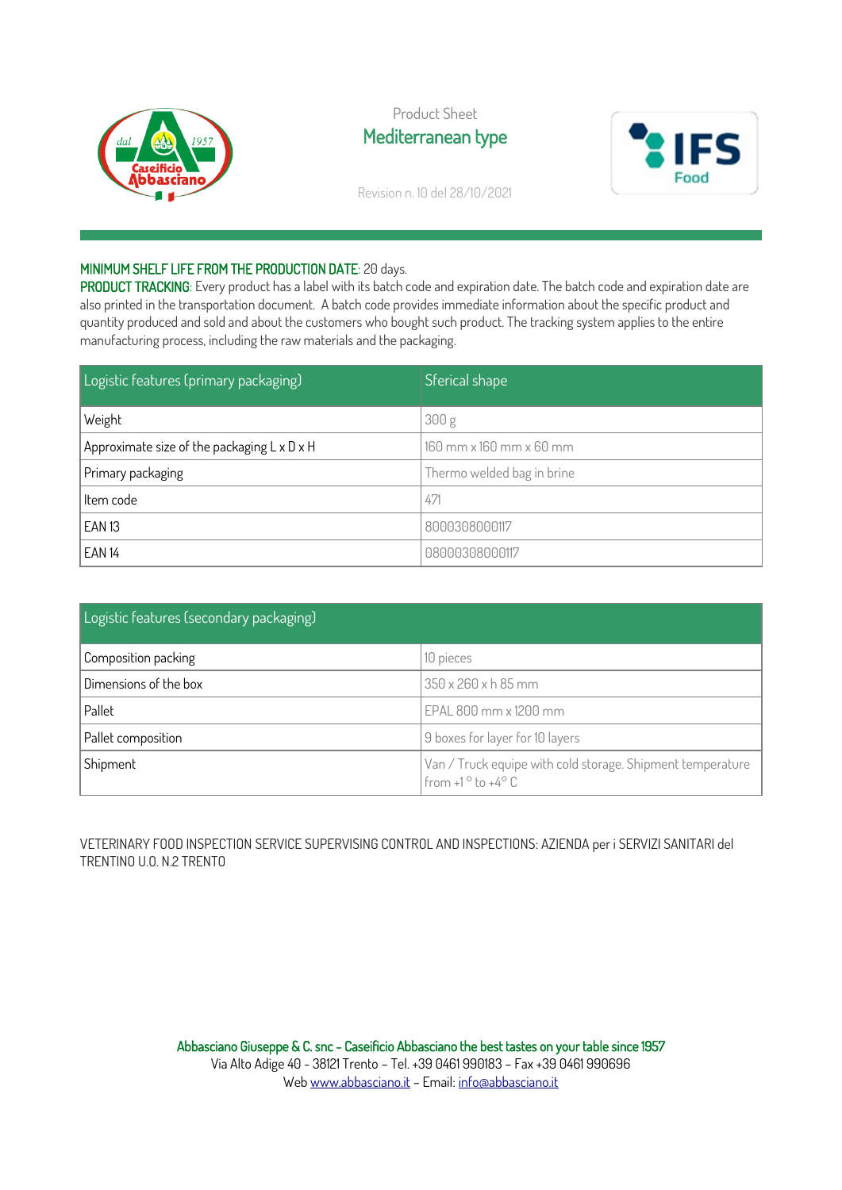Product Sheet

# Mediterranean type

Revision n. 10 del 28/10/2021

**MINIMUM SHELF LIFE FROM THE PRODUCTION DATE**: 20 days.

**PRODUCT TRACKING**: Every product has a label with its batch code and expiration date. The batch code and expiration date are also printed in the transportation document. A batch code provides immediate information about the specific product and quantity produced and sold and about the customers who bought such product. The tracking system applies to the entire manufacturing process, including the raw materials and the packaging.

| Logistic features (primary packaging) | Sferical shape |
|---|---|
| Weight | 300 g |
| Approximate size of the packaging L x D x H | 160 mm x 160 mm x 60 mm |
| Primary packaging | Thermo welded bag in brine |
| Item code | 471 |
| EAN 13 | 8000308000117 |
| EAN 14 | 08000308000117 |

| Logistic features (secondary packaging) | |
|---|---|
| Composition packing | 10 pieces |
| Dimensions of the box | 350 x 260 x h 85 mm |
| Pallet | EPAL 800 mm x 1200 mm |
| Pallet composition | 9 boxes for layer for 10 layers |
| Shipment | Van / Truck equipe with cold storage. Shipment temperature from +1 ° to +4° C |

VETERINARY FOOD INSPECTION SERVICE SUPERVISING CONTROL AND INSPECTIONS: AZIENDA per i SERVIZI SANITARI del TRENTINO U.O. N.2 TRENTO

**Abbasciano Giuseppe & C. snc – Caseificio Abbasciano the best tastes on your table since 1957**
Via Alto Adige 40 - 38121 Trento – Tel. +39 0461 990183 – Fax +39 0461 990696
Web www.abbasciano.it – Email: info@abbasciano.it